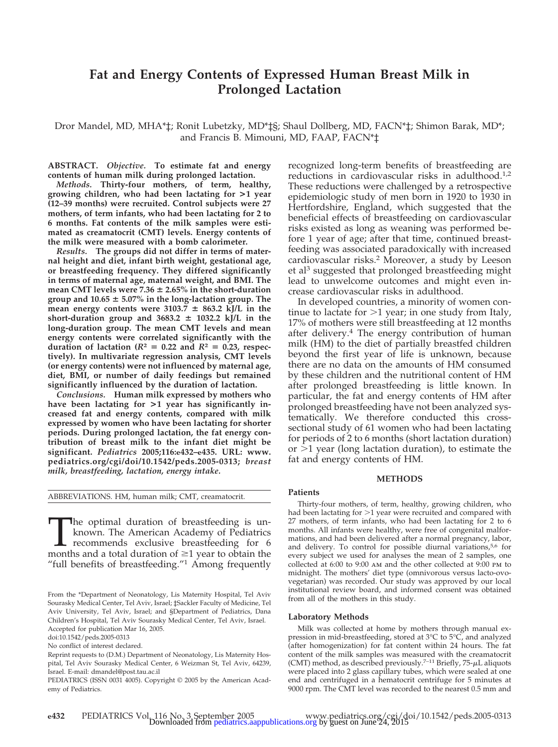# Fat and Energy Contents of Expressed Human Breast Milk in Prolonged Lactation

Dror Mandel, MD, MHA*‡; Ronit Lubetzky, MD*‡§; Shaul Dollberg, MD, FACN*‡; Shimon Barak, MD*; and Francis B. Mimouni, MD, FAAP, FACN*‡

**ABSTRACT.** ***Objective.*** **To estimate fat and energy contents of human milk during prolonged lactation.**

***Methods.*** **Thirty-four mothers, of term, healthy, growing children, who had been lactating for >1 year (12–39 months) were recruited. Control subjects were 27 mothers, of term infants, who had been lactating for 2 to 6 months. Fat contents of the milk samples were estimated as creamatocrit (CMT) levels. Energy contents of the milk were measured with a bomb calorimeter.**

***Results.*** **The groups did not differ in terms of maternal height and diet, infant birth weight, gestational age, or breastfeeding frequency. They differed significantly in terms of maternal age, maternal weight, and BMI. The mean CMT levels were 7.36 ± 2.65% in the short-duration group and 10.65 ± 5.07% in the long-lactation group. The mean energy contents were 3103.7 ± 863.2 kJ/L in the short-duration group and 3683.2 ± 1032.2 kJ/L in the long-duration group. The mean CMT levels and mean energy contents were correlated significantly with the duration of lactation ($R^2$ = 0.22 and $R^2$ = 0.23, respectively). In multivariate regression analysis, CMT levels (or energy contents) were not influenced by maternal age, diet, BMI, or number of daily feedings but remained significantly influenced by the duration of lactation.**

***Conclusions.*** **Human milk expressed by mothers who have been lactating for >1 year has significantly increased fat and energy contents, compared with milk expressed by women who have been lactating for shorter periods. During prolonged lactation, the fat energy contribution of breast milk to the infant diet might be significant.** ***Pediatrics*** **2005;116:e432–e435. URL: www.pediatrics.org/cgi/doi/10.1542/peds.2005-0313;** ***breast milk, breastfeeding, lactation, energy intake.***

ABBREVIATIONS. HM, human milk; CMT, creamatocrit.

The optimal duration of breastfeeding is unknown. The American Academy of Pediatrics recommends exclusive breastfeeding for 6 months and a total duration of ≥1 year to obtain the "full benefits of breastfeeding."[1] Among frequently recognized long-term benefits of breastfeeding are reductions in cardiovascular risks in adulthood.[1,2] These reductions were challenged by a retrospective epidemiologic study of men born in 1920 to 1930 in Hertfordshire, England, which suggested that the beneficial effects of breastfeeding on cardiovascular risks existed as long as weaning was performed before 1 year of age; after that time, continued breastfeeding was associated paradoxically with increased cardiovascular risks.[2] Moreover, a study by Leeson et al[3] suggested that prolonged breastfeeding might lead to unwelcome outcomes and might even increase cardiovascular risks in adulthood.

In developed countries, a minority of women continue to lactate for >1 year; in one study from Italy, 17% of mothers were still breastfeeding at 12 months after delivery.[4] The energy contribution of human milk (HM) to the diet of partially breastfed children beyond the first year of life is unknown, because there are no data on the amounts of HM consumed by these children and the nutritional content of HM after prolonged breastfeeding is little known. In particular, the fat and energy contents of HM after prolonged breastfeeding have not been analyzed systematically. We therefore conducted this cross-sectional study of 61 women who had been lactating for periods of 2 to 6 months (short lactation duration) or >1 year (long lactation duration), to estimate the fat and energy contents of HM.

From the *Department of Neonatology, Lis Maternity Hospital, Tel Aviv Sourasky Medical Center, Tel Aviv, Israel; ‡Sackler Faculty of Medicine, Tel Aviv University, Tel Aviv, Israel; and §Department of Pediatrics, Dana Children's Hospital, Tel Aviv Sourasky Medical Center, Tel Aviv, Israel.
Accepted for publication Mar 16, 2005.
doi:10.1542/peds.2005-0313
No conflict of interest declared.
Reprint requests to (D.M.) Department of Neonatology, Lis Maternity Hospital, Tel Aviv Sourasky Medical Center, 6 Weizman St, Tel Aviv, 64239, Israel. E-mail: dmandel@post.tau.ac.il
PEDIATRICS (ISSN 0031 4005). Copyright © 2005 by the American Academy of Pediatrics.

## METHODS

### Patients

Thirty-four mothers, of term, healthy, growing children, who had been lactating for >1 year were recruited and compared with 27 mothers, of term infants, who had been lactating for 2 to 6 months. All infants were healthy, were free of congenital malformations, and had been delivered after a normal pregnancy, labor, and delivery. To control for possible diurnal variations,[5,6] for every subject we used for analyses the mean of 2 samples, one collected at 6:00 to 9:00 AM and the other collected at 9:00 PM to midnight. The mothers' diet type (omnivorous versus lacto-ovo-vegetarian) was recorded. Our study was approved by our local institutional review board, and informed consent was obtained from all of the mothers in this study.

### Laboratory Methods

Milk was collected at home by mothers through manual expression in mid-breastfeeding, stored at 3°C to 5°C, and analyzed (after homogenization) for fat content within 24 hours. The fat content of the milk samples was measured with the creamatocrit (CMT) method, as described previously.[7–11] Briefly, 75-μL aliquots were placed into 2 glass capillary tubes, which were sealed at one end and centrifuged in a hematocrit centrifuge for 5 minutes at 9000 rpm. The CMT level was recorded to the nearest 0.5 mm and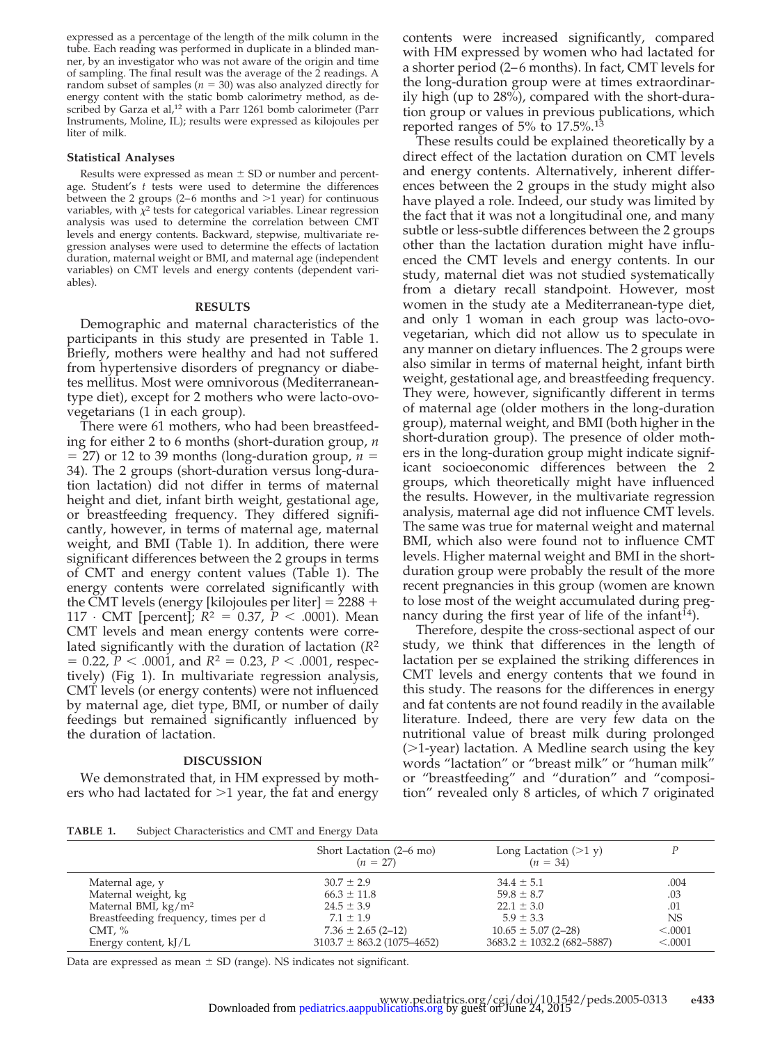expressed as a percentage of the length of the milk column in the tube. Each reading was performed in duplicate in a blinded manner, by an investigator who was not aware of the origin and time of sampling. The final result was the average of the 2 readings. A random subset of samples ($n = 30$) was also analyzed directly for energy content with the static bomb calorimetry method, as described by Garza et al,[12] with a Parr 1261 bomb calorimeter (Parr Instruments, Moline, IL); results were expressed as kilojoules per liter of milk.

### Statistical Analyses

Results were expressed as mean ± SD or number and percentage. Student's $t$ tests were used to determine the differences between the 2 groups (2–6 months and >1 year) for continuous variables, with $\chi^2$ tests for categorical variables. Linear regression analysis was used to determine the correlation between CMT levels and energy contents. Backward, stepwise, multivariate regression analyses were used to determine the effects of lactation duration, maternal weight or BMI, and maternal age (independent variables) on CMT levels and energy contents (dependent variables).

## RESULTS

Demographic and maternal characteristics of the participants in this study are presented in Table 1. Briefly, mothers were healthy and had not suffered from hypertensive disorders of pregnancy or diabetes mellitus. Most were omnivorous (Mediterranean-type diet), except for 2 mothers who were lacto-ovo-vegetarians (1 in each group).

There were 61 mothers, who had been breastfeeding for either 2 to 6 months (short-duration group, $n = 27$) or 12 to 39 months (long-duration group, $n = 34$). The 2 groups (short-duration versus long-duration lactation) did not differ in terms of maternal height and diet, infant birth weight, gestational age, or breastfeeding frequency. They differed significantly, however, in terms of maternal age, maternal weight, and BMI (Table 1). In addition, there were significant differences between the 2 groups in terms of CMT and energy content values (Table 1). The energy contents were correlated significantly with the CMT levels (energy [kilojoules per liter] = 2288 + 117 · CMT [percent]; $R^2 = 0.37$, $P < .0001$). Mean CMT levels and mean energy contents were correlated significantly with the duration of lactation ($R^2 = 0.22$, $P < .0001$, and $R^2 = 0.23$, $P < .0001$, respectively) (Fig 1). In multivariate regression analysis, CMT levels (or energy contents) were not influenced by maternal age, diet type, BMI, or number of daily feedings but remained significantly influenced by the duration of lactation.

## DISCUSSION

We demonstrated that, in HM expressed by mothers who had lactated for >1 year, the fat and energy contents were increased significantly, compared with HM expressed by women who had lactated for a shorter period (2–6 months). In fact, CMT levels for the long-duration group were at times extraordinarily high (up to 28%), compared with the short-duration group or values in previous publications, which reported ranges of 5% to 17.5%.[13]

These results could be explained theoretically by a direct effect of the lactation duration on CMT levels and energy contents. Alternatively, inherent differences between the 2 groups in the study might also have played a role. Indeed, our study was limited by the fact that it was not a longitudinal one, and many subtle or less-subtle differences between the 2 groups other than the lactation duration might have influenced the CMT levels and energy contents. In our study, maternal diet was not studied systematically from a dietary recall standpoint. However, most women in the study ate a Mediterranean-type diet, and only 1 woman in each group was lacto-ovo-vegetarian, which did not allow us to speculate in any manner on dietary influences. The 2 groups were also similar in terms of maternal height, infant birth weight, gestational age, and breastfeeding frequency. They were, however, significantly different in terms of maternal age (older mothers in the long-duration group), maternal weight, and BMI (both higher in the short-duration group). The presence of older mothers in the long-duration group might indicate significant socioeconomic differences between the 2 groups, which theoretically might have influenced the results. However, in the multivariate regression analysis, maternal age did not influence CMT levels. The same was true for maternal weight and maternal BMI, which also were found not to influence CMT levels. Higher maternal weight and BMI in the short-duration group were probably the result of the more recent pregnancies in this group (women are known to lose most of the weight accumulated during pregnancy during the first year of life of the infant[14]).

Therefore, despite the cross-sectional aspect of our study, we think that differences in the length of lactation per se explained the striking differences in CMT levels and energy contents that we found in this study. The reasons for the differences in energy and fat contents are not found readily in the available literature. Indeed, there are very few data on the nutritional value of breast milk during prolonged (>1-year) lactation. A Medline search using the key words "lactation" or "breast milk" or "human milk" or "breastfeeding" and "duration" and "composition" revealed only 8 articles, of which 7 originated

**TABLE 1.** Subject Characteristics and CMT and Energy Data

| | Short Lactation (2–6 mo) ($n = 27$) | Long Lactation (>1 y) ($n = 34$) | $P$ |
|---|---|---|---|
| Maternal age, y | 30.7 ± 2.9 | 34.4 ± 5.1 | .004 |
| Maternal weight, kg | 66.3 ± 11.8 | 59.8 ± 8.7 | .03 |
| Maternal BMI, kg/m$^2$ | 24.5 ± 3.9 | 22.1 ± 3.0 | .01 |
| Breastfeeding frequency, times per d | 7.1 ± 1.9 | 5.9 ± 3.3 | NS |
| CMT, % | 7.36 ± 2.65 (2–12) | 10.65 ± 5.07 (2–28) | <.0001 |
| Energy content, kJ/L | 3103.7 ± 863.2 (1075–4652) | 3683.2 ± 1032.2 (682–5887) | <.0001 |

Data are expressed as mean ± SD (range). NS indicates not significant.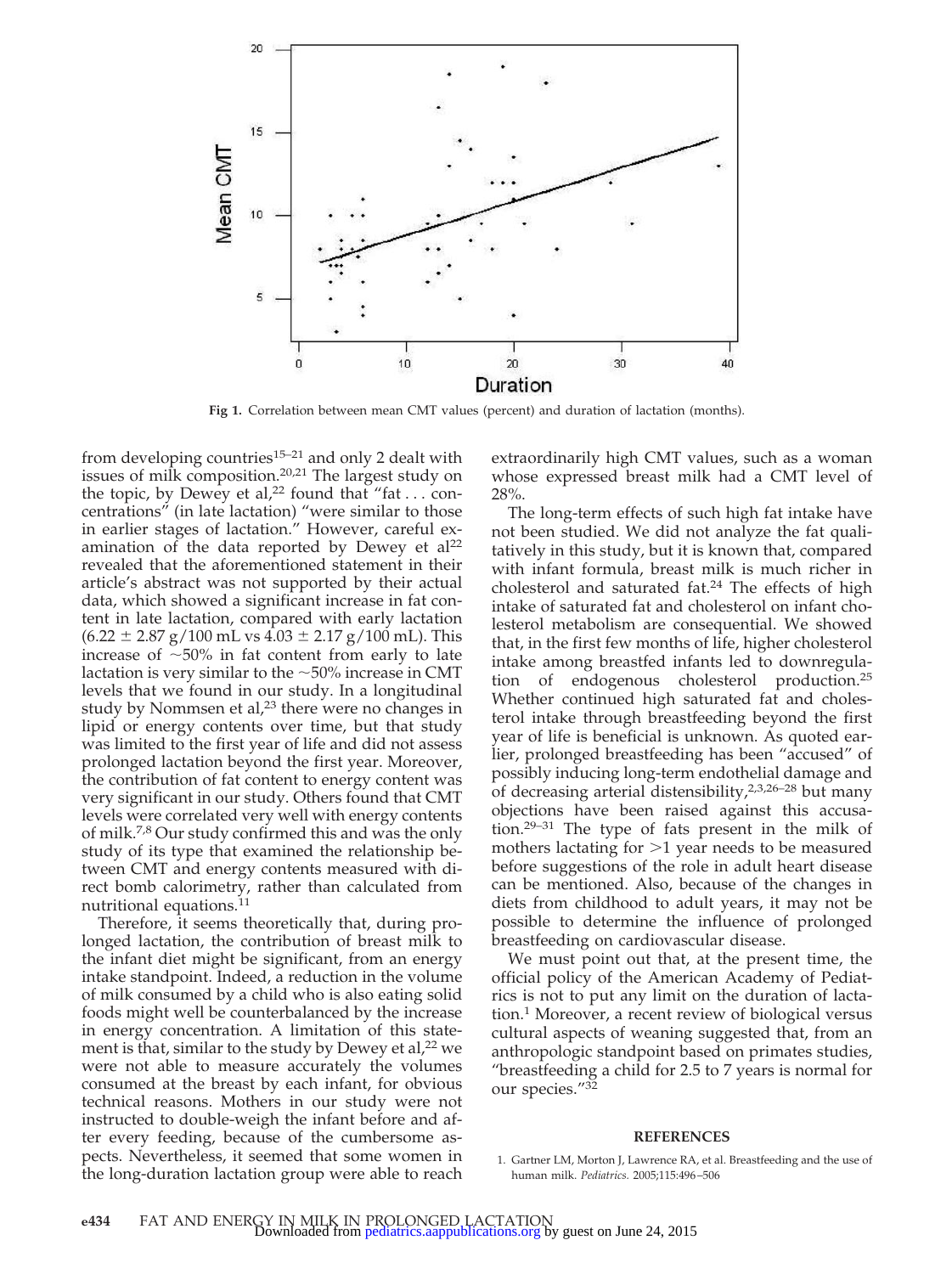Fig 1. Correlation between mean CMT values (percent) and duration of lactation (months).

from developing countries[15–21] and only 2 dealt with issues of milk composition.[20,21] The largest study on the topic, by Dewey et al,[22] found that "fat . . . concentrations" (in late lactation) "were similar to those in earlier stages of lactation." However, careful examination of the data reported by Dewey et al[22] revealed that the aforementioned statement in their article's abstract was not supported by their actual data, which showed a significant increase in fat content in late lactation, compared with early lactation ($6.22 \pm 2.87$ g/100 mL vs $4.03 \pm 2.17$ g/100 mL). This increase of ~50% in fat content from early to late lactation is very similar to the ~50% increase in CMT levels that we found in our study. In a longitudinal study by Nommsen et al,[23] there were no changes in lipid or energy contents over time, but that study was limited to the first year of life and did not assess prolonged lactation beyond the first year. Moreover, the contribution of fat content to energy content was very significant in our study. Others found that CMT levels were correlated very well with energy contents of milk.[7,8] Our study confirmed this and was the only study of its type that examined the relationship between CMT and energy contents measured with direct bomb calorimetry, rather than calculated from nutritional equations.[11]

Therefore, it seems theoretically that, during prolonged lactation, the contribution of breast milk to the infant diet might be significant, from an energy intake standpoint. Indeed, a reduction in the volume of milk consumed by a child who is also eating solid foods might well be counterbalanced by the increase in energy concentration. A limitation of this statement is that, similar to the study by Dewey et al,[22] we were not able to measure accurately the volumes consumed at the breast by each infant, for obvious technical reasons. Mothers in our study were not instructed to double-weigh the infant before and after every feeding, because of the cumbersome aspects. Nevertheless, it seemed that some women in the long-duration lactation group were able to reach extraordinarily high CMT values, such as a woman whose expressed breast milk had a CMT level of 28%.

The long-term effects of such high fat intake have not been studied. We did not analyze the fat qualitatively in this study, but it is known that, compared with infant formula, breast milk is much richer in cholesterol and saturated fat.[24] The effects of high intake of saturated fat and cholesterol on infant cholesterol metabolism are consequential. We showed that, in the first few months of life, higher cholesterol intake among breastfed infants led to downregulation of endogenous cholesterol production.[25] Whether continued high saturated fat and cholesterol intake through breastfeeding beyond the first year of life is beneficial is unknown. As quoted earlier, prolonged breastfeeding has been "accused" of possibly inducing long-term endothelial damage and of decreasing arterial distensibility,[2,3,26–28] but many objections have been raised against this accusation.[29–31] The type of fats present in the milk of mothers lactating for >1 year needs to be measured before suggestions of the role in adult heart disease can be mentioned. Also, because of the changes in diets from childhood to adult years, it may not be possible to determine the influence of prolonged breastfeeding on cardiovascular disease.

We must point out that, at the present time, the official policy of the American Academy of Pediatrics is not to put any limit on the duration of lactation.[1] Moreover, a recent review of biological versus cultural aspects of weaning suggested that, from an anthropologic standpoint based on primates studies, "breastfeeding a child for 2.5 to 7 years is normal for our species."[32]

## REFERENCES

1. Gartner LM, Morton J, Lawrence RA, et al. Breastfeeding and the use of human milk. *Pediatrics.* 2005;115:496–506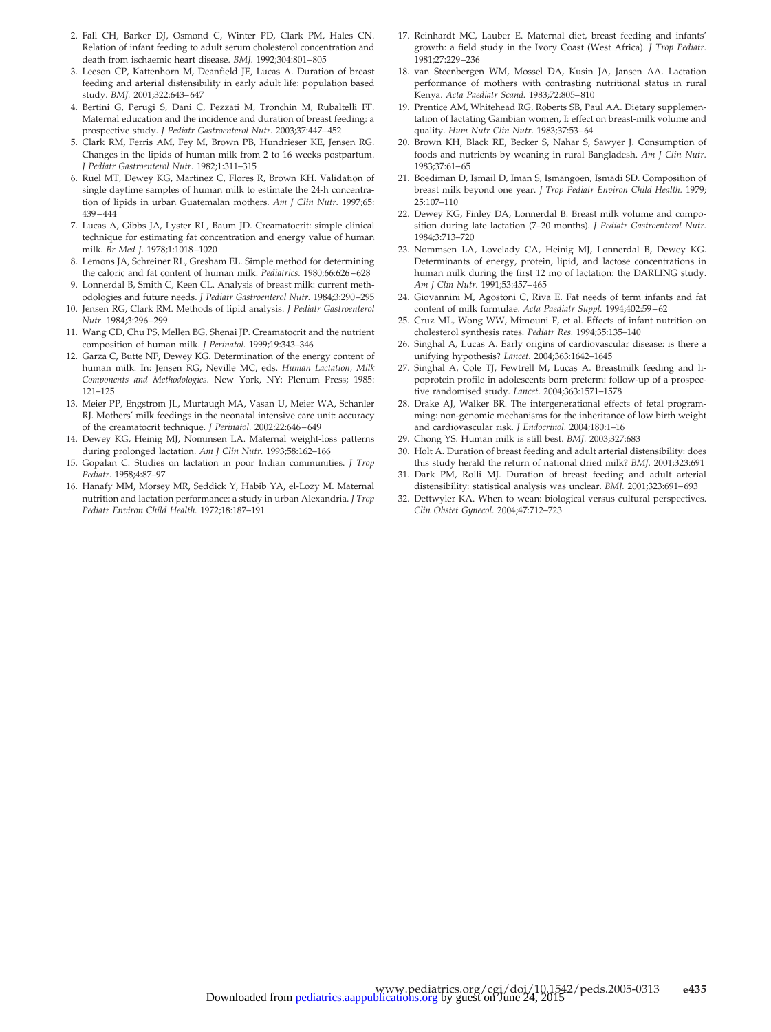2. Fall CH, Barker DJ, Osmond C, Winter PD, Clark PM, Hales CN. Relation of infant feeding to adult serum cholesterol concentration and death from ischaemic heart disease. *BMJ.* 1992;304:801–805
3. Leeson CP, Kattenhorn M, Deanfield JE, Lucas A. Duration of breast feeding and arterial distensibility in early adult life: population based study. *BMJ.* 2001;322:643–647
4. Bertini G, Perugi S, Dani C, Pezzati M, Tronchin M, Rubaltelli FF. Maternal education and the incidence and duration of breast feeding: a prospective study. *J Pediatr Gastroenterol Nutr.* 2003;37:447–452
5. Clark RM, Ferris AM, Fey M, Brown PB, Hundrieser KE, Jensen RG. Changes in the lipids of human milk from 2 to 16 weeks postpartum. *J Pediatr Gastroenterol Nutr.* 1982;1:311–315
6. Ruel MT, Dewey KG, Martinez C, Flores R, Brown KH. Validation of single daytime samples of human milk to estimate the 24-h concentration of lipids in urban Guatemalan mothers. *Am J Clin Nutr.* 1997;65: 439–444
7. Lucas A, Gibbs JA, Lyster RL, Baum JD. Creamatocrit: simple clinical technique for estimating fat concentration and energy value of human milk. *Br Med J.* 1978;1:1018–1020
8. Lemons JA, Schreiner RL, Gresham EL. Simple method for determining the caloric and fat content of human milk. *Pediatrics.* 1980;66:626–628
9. Lonnerdal B, Smith C, Keen CL. Analysis of breast milk: current methodologies and future needs. *J Pediatr Gastroenterol Nutr.* 1984;3:290–295
10. Jensen RG, Clark RM. Methods of lipid analysis. *J Pediatr Gastroenterol Nutr.* 1984;3:296–299
11. Wang CD, Chu PS, Mellen BG, Shenai JP. Creamatocrit and the nutrient composition of human milk. *J Perinatol.* 1999;19:343–346
12. Garza C, Butte NF, Dewey KG. Determination of the energy content of human milk. In: Jensen RG, Neville MC, eds. *Human Lactation, Milk Components and Methodologies*. New York, NY: Plenum Press; 1985: 121–125
13. Meier PP, Engstrom JL, Murtaugh MA, Vasan U, Meier WA, Schanler RJ. Mothers' milk feedings in the neonatal intensive care unit: accuracy of the creamatocrit technique. *J Perinatol.* 2002;22:646–649
14. Dewey KG, Heinig MJ, Nommsen LA. Maternal weight-loss patterns during prolonged lactation. *Am J Clin Nutr.* 1993;58:162–166
15. Gopalan C. Studies on lactation in poor Indian communities. *J Trop Pediatr.* 1958;4:87–97
16. Hanafy MM, Morsey MR, Seddick Y, Habib YA, el-Lozy M. Maternal nutrition and lactation performance: a study in urban Alexandria. *J Trop Pediatr Environ Child Health.* 1972;18:187–191
17. Reinhardt MC, Lauber E. Maternal diet, breast feeding and infants' growth: a field study in the Ivory Coast (West Africa). *J Trop Pediatr.* 1981;27:229–236
18. van Steenbergen WM, Mossel DA, Kusin JA, Jansen AA. Lactation performance of mothers with contrasting nutritional status in rural Kenya. *Acta Paediatr Scand.* 1983;72:805–810
19. Prentice AM, Whitehead RG, Roberts SB, Paul AA. Dietary supplementation of lactating Gambian women, I: effect on breast-milk volume and quality. *Hum Nutr Clin Nutr.* 1983;37:53–64
20. Brown KH, Black RE, Becker S, Nahar S, Sawyer J. Consumption of foods and nutrients by weaning in rural Bangladesh. *Am J Clin Nutr.* 1983;37:61–65
21. Boediman D, Ismail D, Iman S, Ismangoen, Ismadi SD. Composition of breast milk beyond one year. *J Trop Pediatr Environ Child Health.* 1979; 25:107–110
22. Dewey KG, Finley DA, Lonnerdal B. Breast milk volume and composition during late lactation (7–20 months). *J Pediatr Gastroenterol Nutr.* 1984;3:713–720
23. Nommsen LA, Lovelady CA, Heinig MJ, Lonnerdal B, Dewey KG. Determinants of energy, protein, lipid, and lactose concentrations in human milk during the first 12 mo of lactation: the DARLING study. *Am J Clin Nutr.* 1991;53:457–465
24. Giovannini M, Agostoni C, Riva E. Fat needs of term infants and fat content of milk formulae. *Acta Paediatr Suppl.* 1994;402:59–62
25. Cruz ML, Wong WW, Mimouni F, et al. Effects of infant nutrition on cholesterol synthesis rates. *Pediatr Res.* 1994;35:135–140
26. Singhal A, Lucas A. Early origins of cardiovascular disease: is there a unifying hypothesis? *Lancet.* 2004;363:1642–1645
27. Singhal A, Cole TJ, Fewtrell M, Lucas A. Breastmilk feeding and lipoprotein profile in adolescents born preterm: follow-up of a prospective randomised study. *Lancet.* 2004;363:1571–1578
28. Drake AJ, Walker BR. The intergenerational effects of fetal programming: non-genomic mechanisms for the inheritance of low birth weight and cardiovascular risk. *J Endocrinol.* 2004;180:1–16
29. Chong YS. Human milk is still best. *BMJ.* 2003;327:683
30. Holt A. Duration of breast feeding and adult arterial distensibility: does this study herald the return of national dried milk? *BMJ.* 2001;323:691
31. Dark PM, Rolli MJ. Duration of breast feeding and adult arterial distensibility: statistical analysis was unclear. *BMJ.* 2001;323:691–693
32. Dettwyler KA. When to wean: biological versus cultural perspectives. *Clin Obstet Gynecol.* 2004;47:712–723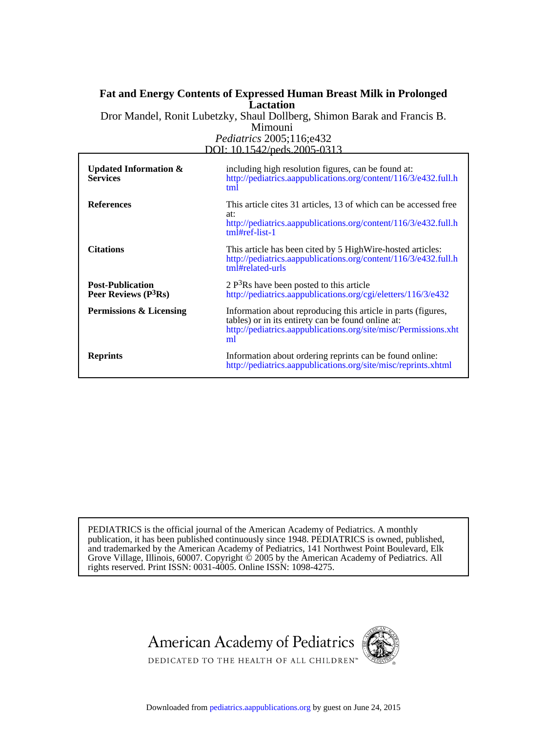# Fat and Energy Contents of Expressed Human Breast Milk in Prolonged Lactation

Dror Mandel, Ronit Lubetzky, Shaul Dollberg, Shimon Barak and Francis B. Mimouni

*Pediatrics* 2005;116;e432

DOI: 10.1542/peds.2005-0313

| | |
|---|---|
| **Updated Information & Services** | including high resolution figures, can be found at: http://pediatrics.aappublications.org/content/116/3/e432.full.html |
| **References** | This article cites 31 articles, 13 of which can be accessed free at: http://pediatrics.aappublications.org/content/116/3/e432.full.html#ref-list-1 |
| **Citations** | This article has been cited by 5 HighWire-hosted articles: http://pediatrics.aappublications.org/content/116/3/e432.full.html#related-urls |
| **Post-Publication Peer Reviews ($P^3$Rs)** | 2 $P^3$Rs have been posted to this article http://pediatrics.aappublications.org/cgi/eletters/116/3/e432 |
| **Permissions & Licensing** | Information about reproducing this article in parts (figures, tables) or in its entirety can be found online at: http://pediatrics.aappublications.org/site/misc/Permissions.xhtml |
| **Reprints** | Information about ordering reprints can be found online: http://pediatrics.aappublications.org/site/misc/reprints.xhtml |

PEDIATRICS is the official journal of the American Academy of Pediatrics. A monthly publication, it has been published continuously since 1948. PEDIATRICS is owned, published, and trademarked by the American Academy of Pediatrics, 141 Northwest Point Boulevard, Elk Grove Village, Illinois, 60007. Copyright © 2005 by the American Academy of Pediatrics. All rights reserved. Print ISSN: 0031-4005. Online ISSN: 1098-4275.

American Academy of Pediatrics

DEDICATED TO THE HEALTH OF ALL CHILDREN™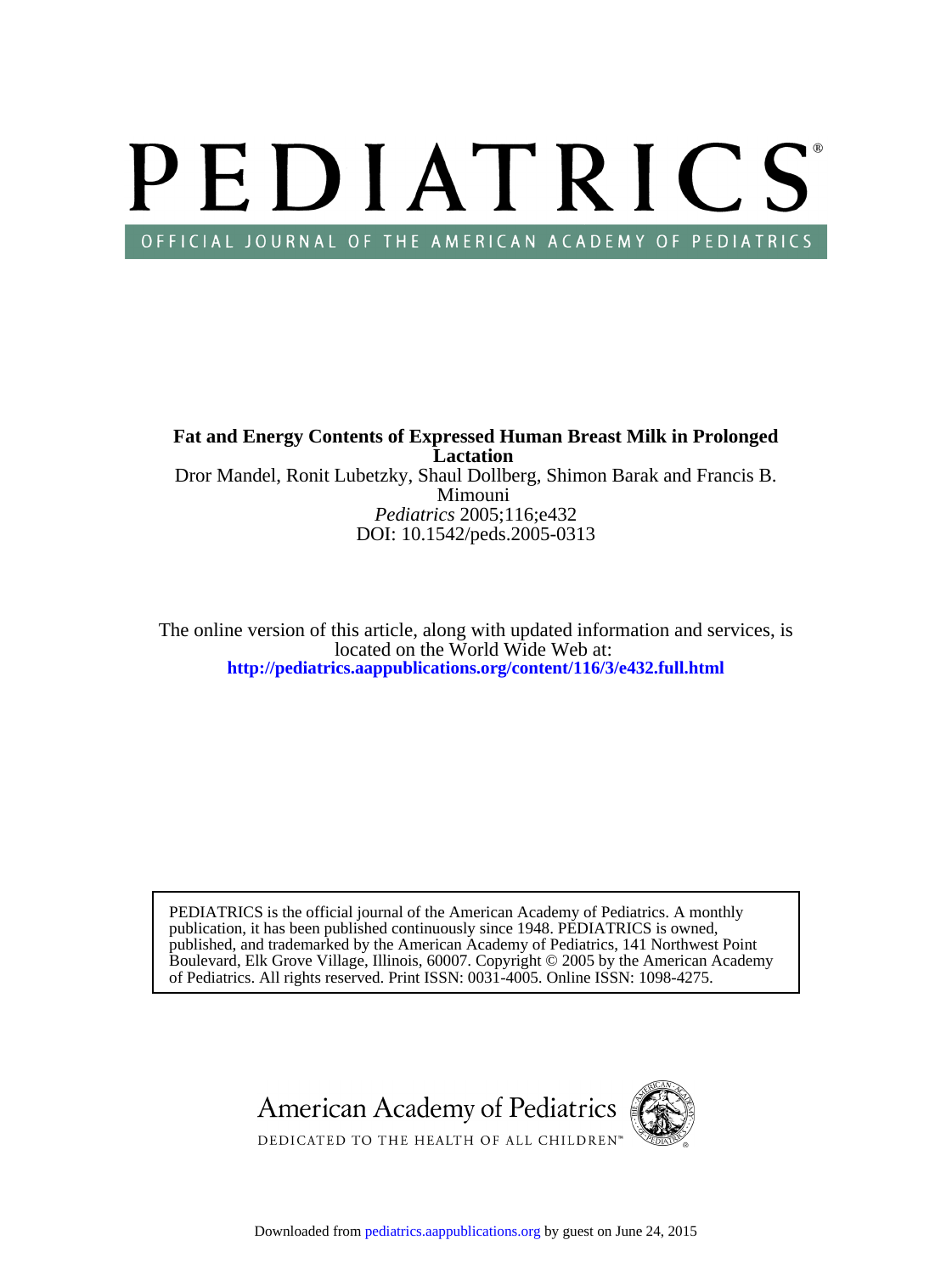# PEDIATRICS

OFFICIAL JOURNAL OF THE AMERICAN ACADEMY OF PEDIATRICS

**Fat and Energy Contents of Expressed Human Breast Milk in Prolonged Lactation**

Dror Mandel, Ronit Lubetzky, Shaul Dollberg, Shimon Barak and Francis B. Mimouni

*Pediatrics* 2005;116;e432

DOI: 10.1542/peds.2005-0313

The online version of this article, along with updated information and services, is located on the World Wide Web at:

**http://pediatrics.aappublications.org/content/116/3/e432.full.html**

PEDIATRICS is the official journal of the American Academy of Pediatrics. A monthly publication, it has been published continuously since 1948. PEDIATRICS is owned, published, and trademarked by the American Academy of Pediatrics, 141 Northwest Point Boulevard, Elk Grove Village, Illinois, 60007. Copyright © 2005 by the American Academy of Pediatrics. All rights reserved. Print ISSN: 0031-4005. Online ISSN: 1098-4275.

American Academy of Pediatrics

DEDICATED TO THE HEALTH OF ALL CHILDREN™